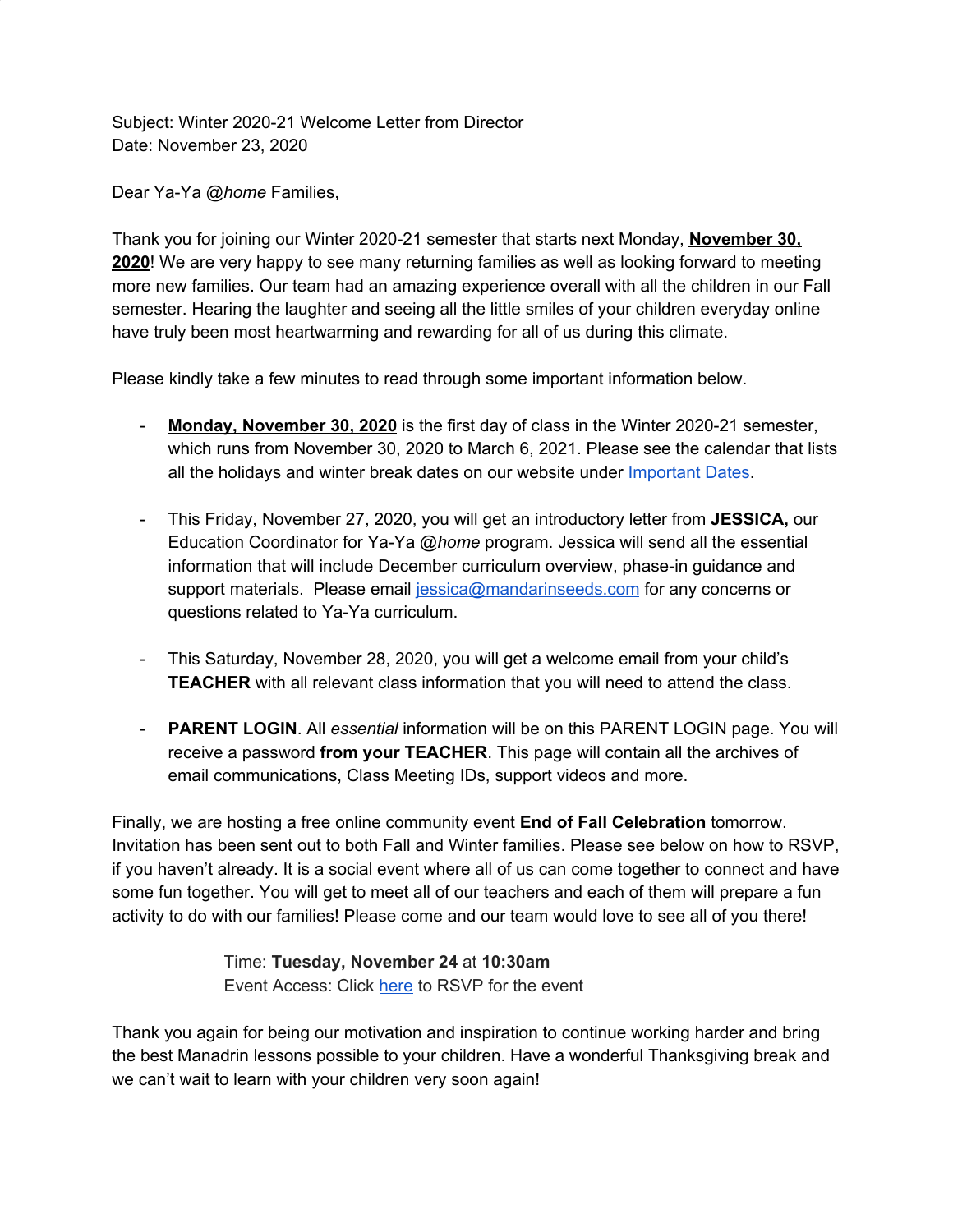Subject: Winter 2020-21 Welcome Letter from Director
Date: November 23, 2020

Dear Ya-Ya @*home* Families,

Thank you for joining our Winter 2020-21 semester that starts next Monday, **November 30, 2020**! We are very happy to see many returning families as well as looking forward to meeting more new families. Our team had an amazing experience overall with all the children in our Fall semester. Hearing the laughter and seeing all the little smiles of your children everyday online have truly been most heartwarming and rewarding for all of us during this climate.

Please kindly take a few minutes to read through some important information below.

- **Monday, November 30, 2020** is the first day of class in the Winter 2020-21 semester, which runs from November 30, 2020 to March 6, 2021. Please see the calendar that lists all the holidays and winter break dates on our website under [Important Dates].

- This Friday, November 27, 2020, you will get an introductory letter from **JESSICA,** our Education Coordinator for Ya-Ya @*home* program. Jessica will send all the essential information that will include December curriculum overview, phase-in guidance and support materials. Please email jessica@mandarinseeds.com for any concerns or questions related to Ya-Ya curriculum.

- This Saturday, November 28, 2020, you will get a welcome email from your child's **TEACHER** with all relevant class information that you will need to attend the class.

- **PARENT LOGIN**. All *essential* information will be on this PARENT LOGIN page. You will receive a password **from your TEACHER**. This page will contain all the archives of email communications, Class Meeting IDs, support videos and more.

Finally, we are hosting a free online community event **End of Fall Celebration** tomorrow. Invitation has been sent out to both Fall and Winter families. Please see below on how to RSVP, if you haven't already. It is a social event where all of us can come together to connect and have some fun together. You will get to meet all of our teachers and each of them will prepare a fun activity to do with our families! Please come and our team would love to see all of you there!

> Time: **Tuesday, November 24** at **10:30am**
> Event Access: Click [here] to RSVP for the event

Thank you again for being our motivation and inspiration to continue working harder and bring the best Manadrin lessons possible to your children. Have a wonderful Thanksgiving break and we can't wait to learn with your children very soon again!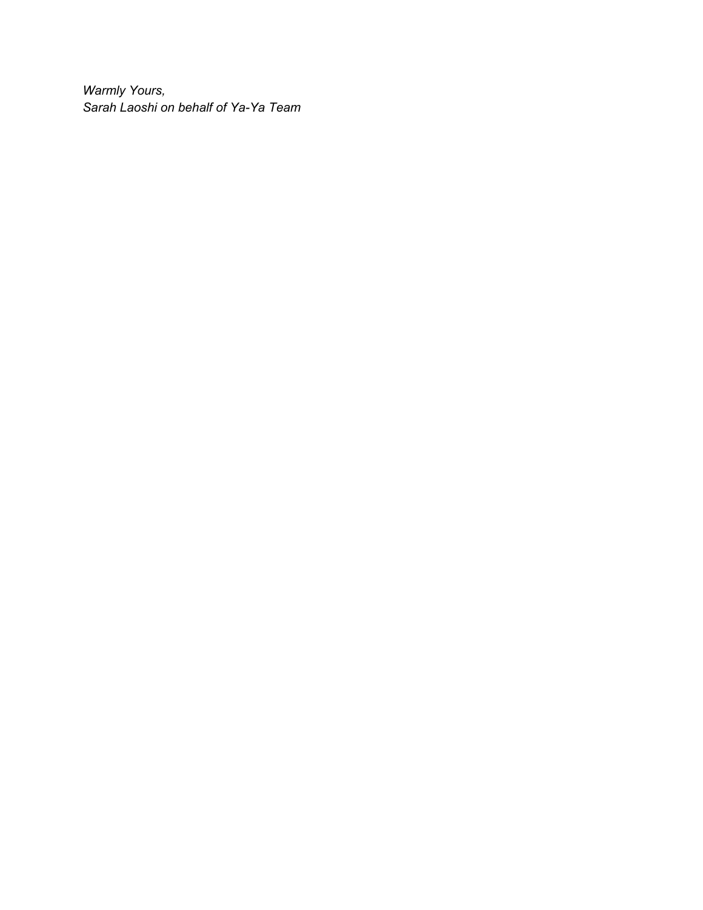*Warmly Yours,*
*Sarah Laoshi on behalf of Ya-Ya Team*